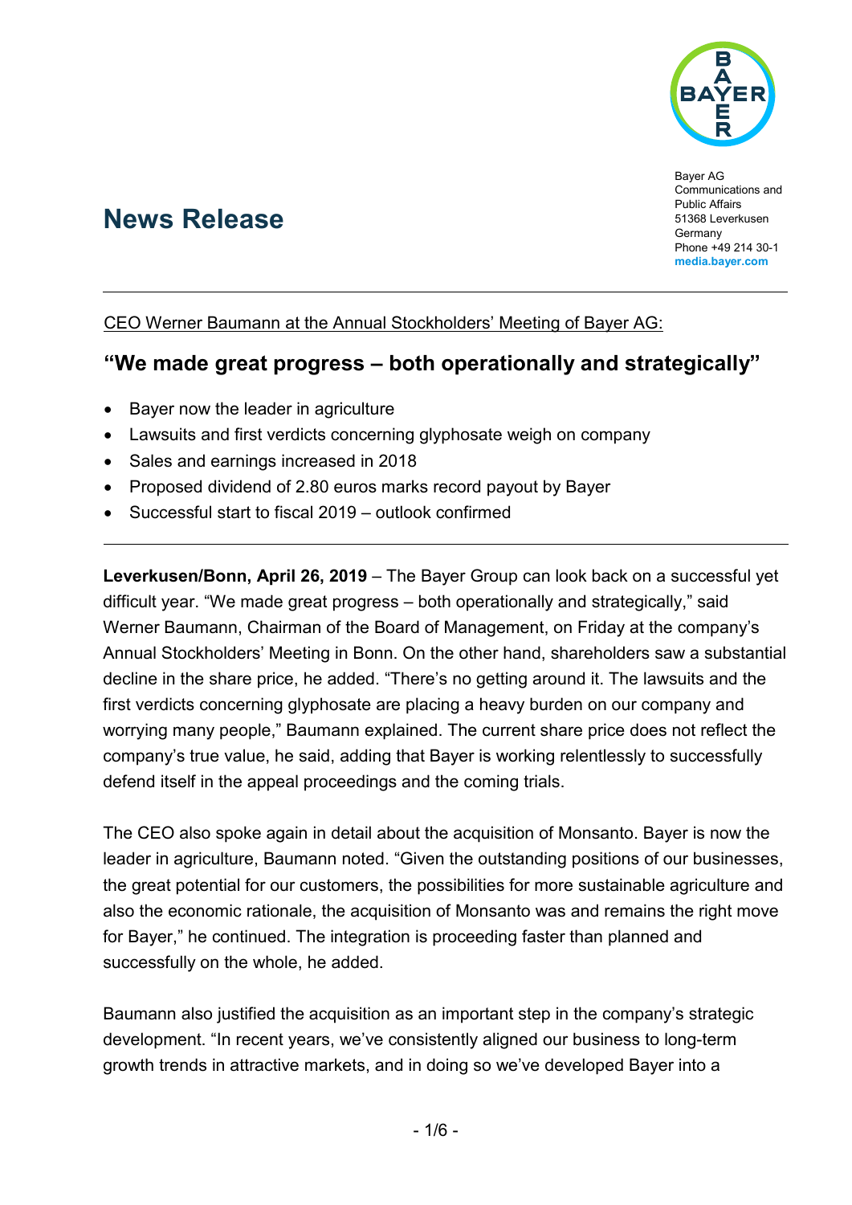Bayer AG
Communications and Public Affairs
51368 Leverkusen
Germany
Phone +49 214 30-1
**media.bayer.com**

# News Release

CEO Werner Baumann at the Annual Stockholders' Meeting of Bayer AG:

## "We made great progress – both operationally and strategically"

- Bayer now the leader in agriculture
- Lawsuits and first verdicts concerning glyphosate weigh on company
- Sales and earnings increased in 2018
- Proposed dividend of 2.80 euros marks record payout by Bayer
- Successful start to fiscal 2019 – outlook confirmed

**Leverkusen/Bonn, April 26, 2019** – The Bayer Group can look back on a successful yet difficult year. "We made great progress – both operationally and strategically," said Werner Baumann, Chairman of the Board of Management, on Friday at the company's Annual Stockholders' Meeting in Bonn. On the other hand, shareholders saw a substantial decline in the share price, he added. "There's no getting around it. The lawsuits and the first verdicts concerning glyphosate are placing a heavy burden on our company and worrying many people," Baumann explained. The current share price does not reflect the company's true value, he said, adding that Bayer is working relentlessly to successfully defend itself in the appeal proceedings and the coming trials.

The CEO also spoke again in detail about the acquisition of Monsanto. Bayer is now the leader in agriculture, Baumann noted. "Given the outstanding positions of our businesses, the great potential for our customers, the possibilities for more sustainable agriculture and also the economic rationale, the acquisition of Monsanto was and remains the right move for Bayer," he continued. The integration is proceeding faster than planned and successfully on the whole, he added.

Baumann also justified the acquisition as an important step in the company's strategic development. "In recent years, we've consistently aligned our business to long-term growth trends in attractive markets, and in doing so we've developed Bayer into a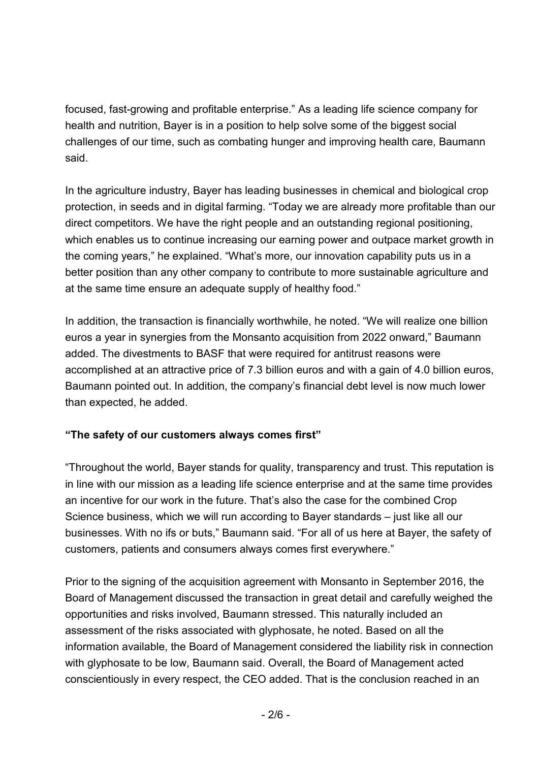focused, fast-growing and profitable enterprise." As a leading life science company for health and nutrition, Bayer is in a position to help solve some of the biggest social challenges of our time, such as combating hunger and improving health care, Baumann said.

In the agriculture industry, Bayer has leading businesses in chemical and biological crop protection, in seeds and in digital farming. "Today we are already more profitable than our direct competitors. We have the right people and an outstanding regional positioning, which enables us to continue increasing our earning power and outpace market growth in the coming years," he explained. "What's more, our innovation capability puts us in a better position than any other company to contribute to more sustainable agriculture and at the same time ensure an adequate supply of healthy food."

In addition, the transaction is financially worthwhile, he noted. "We will realize one billion euros a year in synergies from the Monsanto acquisition from 2022 onward," Baumann added. The divestments to BASF that were required for antitrust reasons were accomplished at an attractive price of 7.3 billion euros and with a gain of 4.0 billion euros, Baumann pointed out. In addition, the company's financial debt level is now much lower than expected, he added.

**"The safety of our customers always comes first"**

"Throughout the world, Bayer stands for quality, transparency and trust. This reputation is in line with our mission as a leading life science enterprise and at the same time provides an incentive for our work in the future. That's also the case for the combined Crop Science business, which we will run according to Bayer standards – just like all our businesses. With no ifs or buts," Baumann said. "For all of us here at Bayer, the safety of customers, patients and consumers always comes first everywhere."

Prior to the signing of the acquisition agreement with Monsanto in September 2016, the Board of Management discussed the transaction in great detail and carefully weighed the opportunities and risks involved, Baumann stressed. This naturally included an assessment of the risks associated with glyphosate, he noted. Based on all the information available, the Board of Management considered the liability risk in connection with glyphosate to be low, Baumann said. Overall, the Board of Management acted conscientiously in every respect, the CEO added. That is the conclusion reached in an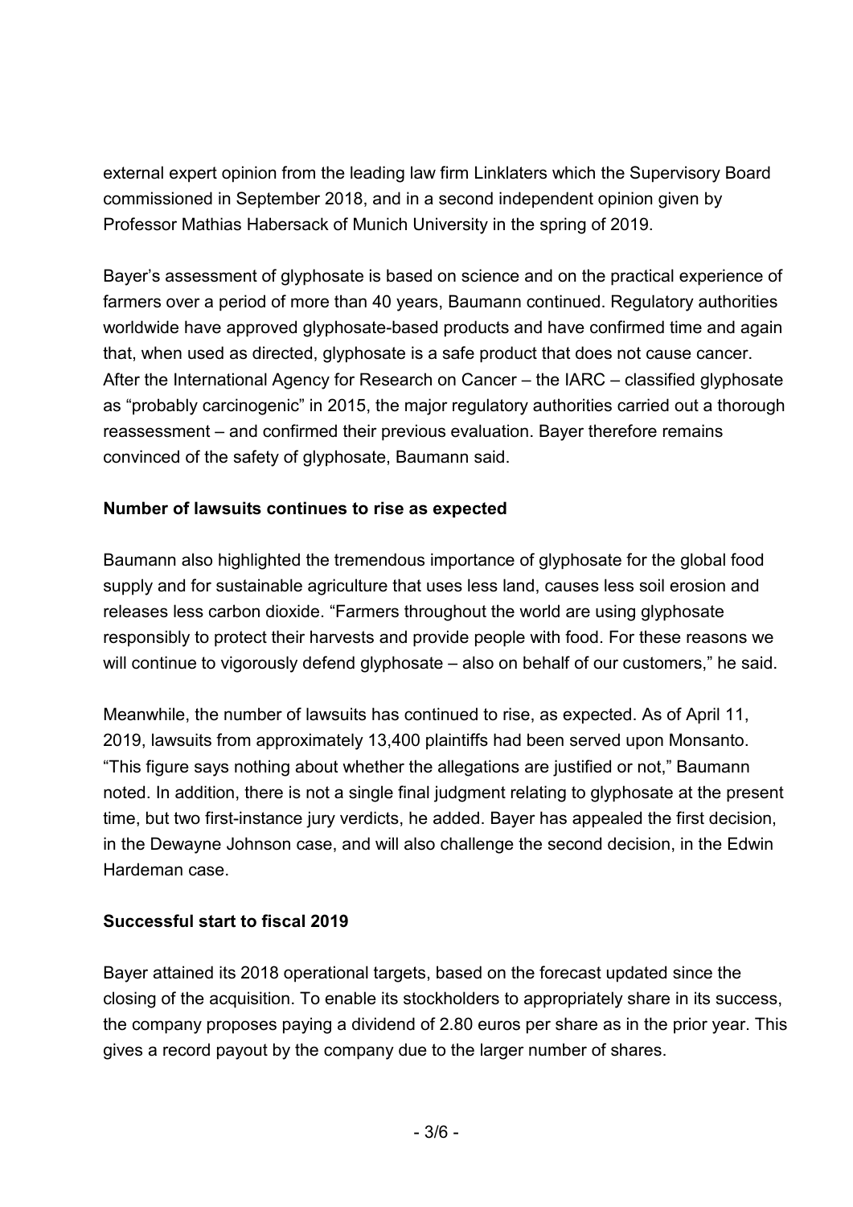external expert opinion from the leading law firm Linklaters which the Supervisory Board commissioned in September 2018, and in a second independent opinion given by Professor Mathias Habersack of Munich University in the spring of 2019.

Bayer's assessment of glyphosate is based on science and on the practical experience of farmers over a period of more than 40 years, Baumann continued. Regulatory authorities worldwide have approved glyphosate-based products and have confirmed time and again that, when used as directed, glyphosate is a safe product that does not cause cancer. After the International Agency for Research on Cancer – the IARC – classified glyphosate as "probably carcinogenic" in 2015, the major regulatory authorities carried out a thorough reassessment – and confirmed their previous evaluation. Bayer therefore remains convinced of the safety of glyphosate, Baumann said.

**Number of lawsuits continues to rise as expected**

Baumann also highlighted the tremendous importance of glyphosate for the global food supply and for sustainable agriculture that uses less land, causes less soil erosion and releases less carbon dioxide. "Farmers throughout the world are using glyphosate responsibly to protect their harvests and provide people with food. For these reasons we will continue to vigorously defend glyphosate – also on behalf of our customers," he said.

Meanwhile, the number of lawsuits has continued to rise, as expected. As of April 11, 2019, lawsuits from approximately 13,400 plaintiffs had been served upon Monsanto. "This figure says nothing about whether the allegations are justified or not," Baumann noted. In addition, there is not a single final judgment relating to glyphosate at the present time, but two first-instance jury verdicts, he added. Bayer has appealed the first decision, in the Dewayne Johnson case, and will also challenge the second decision, in the Edwin Hardeman case.

**Successful start to fiscal 2019**

Bayer attained its 2018 operational targets, based on the forecast updated since the closing of the acquisition. To enable its stockholders to appropriately share in its success, the company proposes paying a dividend of 2.80 euros per share as in the prior year. This gives a record payout by the company due to the larger number of shares.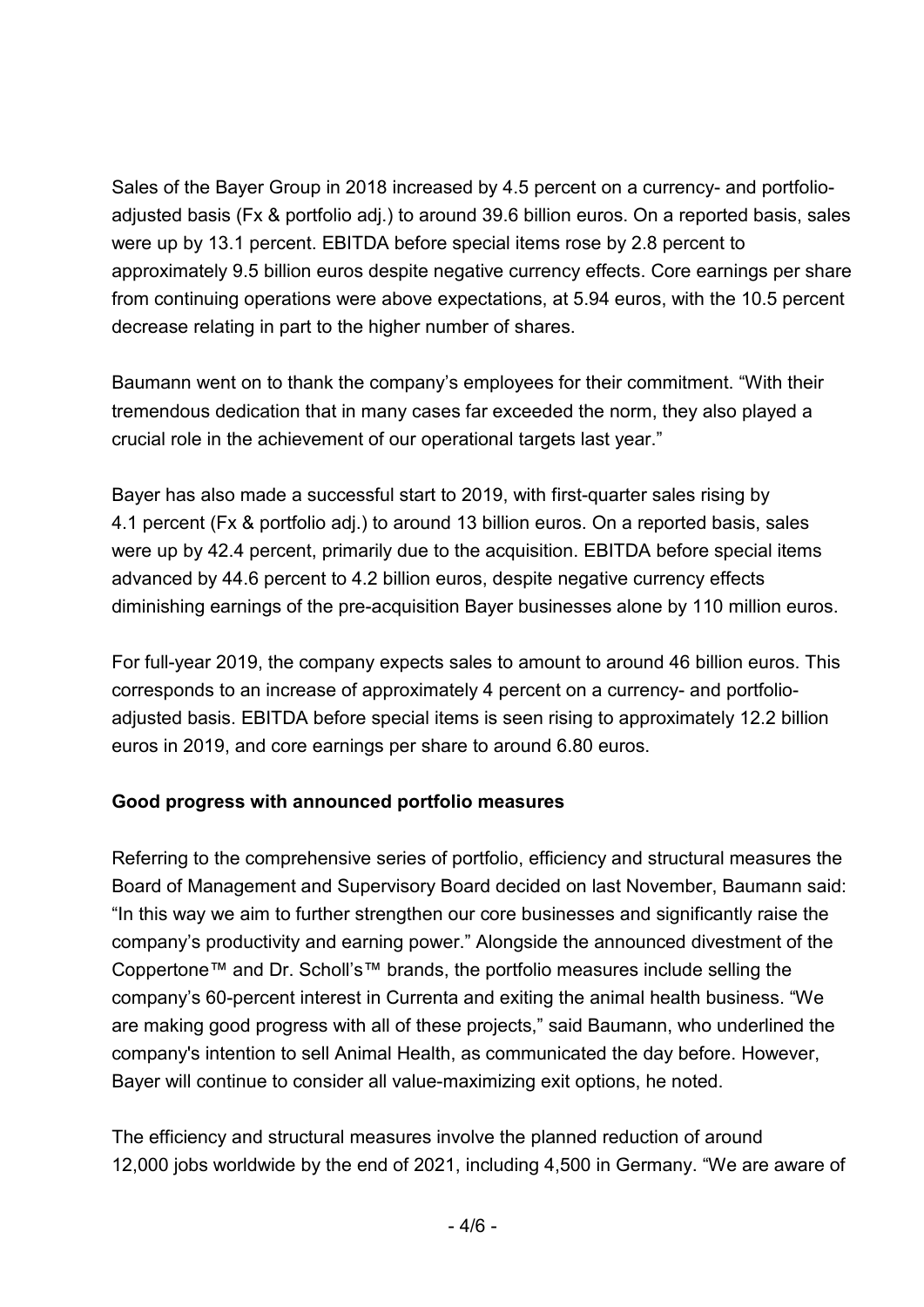Sales of the Bayer Group in 2018 increased by 4.5 percent on a currency- and portfolio-adjusted basis (Fx & portfolio adj.) to around 39.6 billion euros. On a reported basis, sales were up by 13.1 percent. EBITDA before special items rose by 2.8 percent to approximately 9.5 billion euros despite negative currency effects. Core earnings per share from continuing operations were above expectations, at 5.94 euros, with the 10.5 percent decrease relating in part to the higher number of shares.

Baumann went on to thank the company's employees for their commitment. "With their tremendous dedication that in many cases far exceeded the norm, they also played a crucial role in the achievement of our operational targets last year."

Bayer has also made a successful start to 2019, with first-quarter sales rising by 4.1 percent (Fx & portfolio adj.) to around 13 billion euros. On a reported basis, sales were up by 42.4 percent, primarily due to the acquisition. EBITDA before special items advanced by 44.6 percent to 4.2 billion euros, despite negative currency effects diminishing earnings of the pre-acquisition Bayer businesses alone by 110 million euros.

For full-year 2019, the company expects sales to amount to around 46 billion euros. This corresponds to an increase of approximately 4 percent on a currency- and portfolio-adjusted basis. EBITDA before special items is seen rising to approximately 12.2 billion euros in 2019, and core earnings per share to around 6.80 euros.

**Good progress with announced portfolio measures**

Referring to the comprehensive series of portfolio, efficiency and structural measures the Board of Management and Supervisory Board decided on last November, Baumann said: "In this way we aim to further strengthen our core businesses and significantly raise the company's productivity and earning power." Alongside the announced divestment of the Coppertone™ and Dr. Scholl's™ brands, the portfolio measures include selling the company's 60-percent interest in Currenta and exiting the animal health business. "We are making good progress with all of these projects," said Baumann, who underlined the company's intention to sell Animal Health, as communicated the day before. However, Bayer will continue to consider all value-maximizing exit options, he noted.

The efficiency and structural measures involve the planned reduction of around 12,000 jobs worldwide by the end of 2021, including 4,500 in Germany. "We are aware of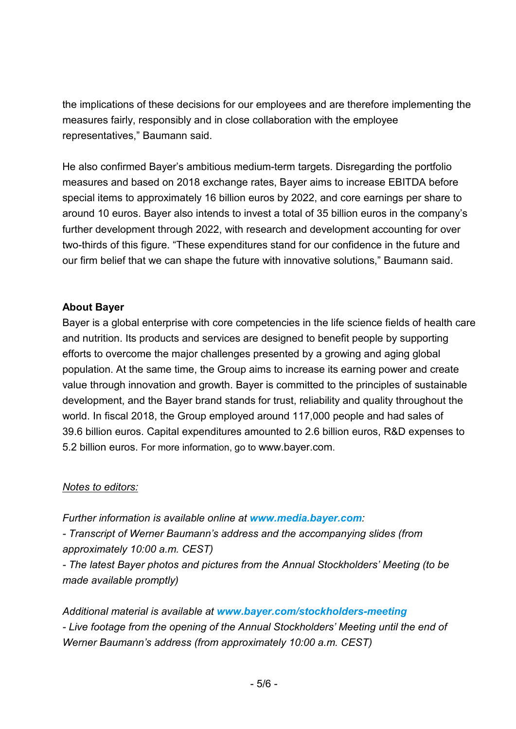the implications of these decisions for our employees and are therefore implementing the measures fairly, responsibly and in close collaboration with the employee representatives," Baumann said.

He also confirmed Bayer's ambitious medium-term targets. Disregarding the portfolio measures and based on 2018 exchange rates, Bayer aims to increase EBITDA before special items to approximately 16 billion euros by 2022, and core earnings per share to around 10 euros. Bayer also intends to invest a total of 35 billion euros in the company's further development through 2022, with research and development accounting for over two-thirds of this figure. "These expenditures stand for our confidence in the future and our firm belief that we can shape the future with innovative solutions," Baumann said.

**About Bayer**

Bayer is a global enterprise with core competencies in the life science fields of health care and nutrition. Its products and services are designed to benefit people by supporting efforts to overcome the major challenges presented by a growing and aging global population. At the same time, the Group aims to increase its earning power and create value through innovation and growth. Bayer is committed to the principles of sustainable development, and the Bayer brand stands for trust, reliability and quality throughout the world. In fiscal 2018, the Group employed around 117,000 people and had sales of 39.6 billion euros. Capital expenditures amounted to 2.6 billion euros, R&D expenses to 5.2 billion euros. For more information, go to www.bayer.com.

*Notes to editors:*

*Further information is available online at **www.media.bayer.com**:*
*- Transcript of Werner Baumann's address and the accompanying slides (from approximately 10:00 a.m. CEST)*
*- The latest Bayer photos and pictures from the Annual Stockholders' Meeting (to be made available promptly)*

*Additional material is available at **www.bayer.com/stockholders-meeting***
*- Live footage from the opening of the Annual Stockholders' Meeting until the end of Werner Baumann's address (from approximately 10:00 a.m. CEST)*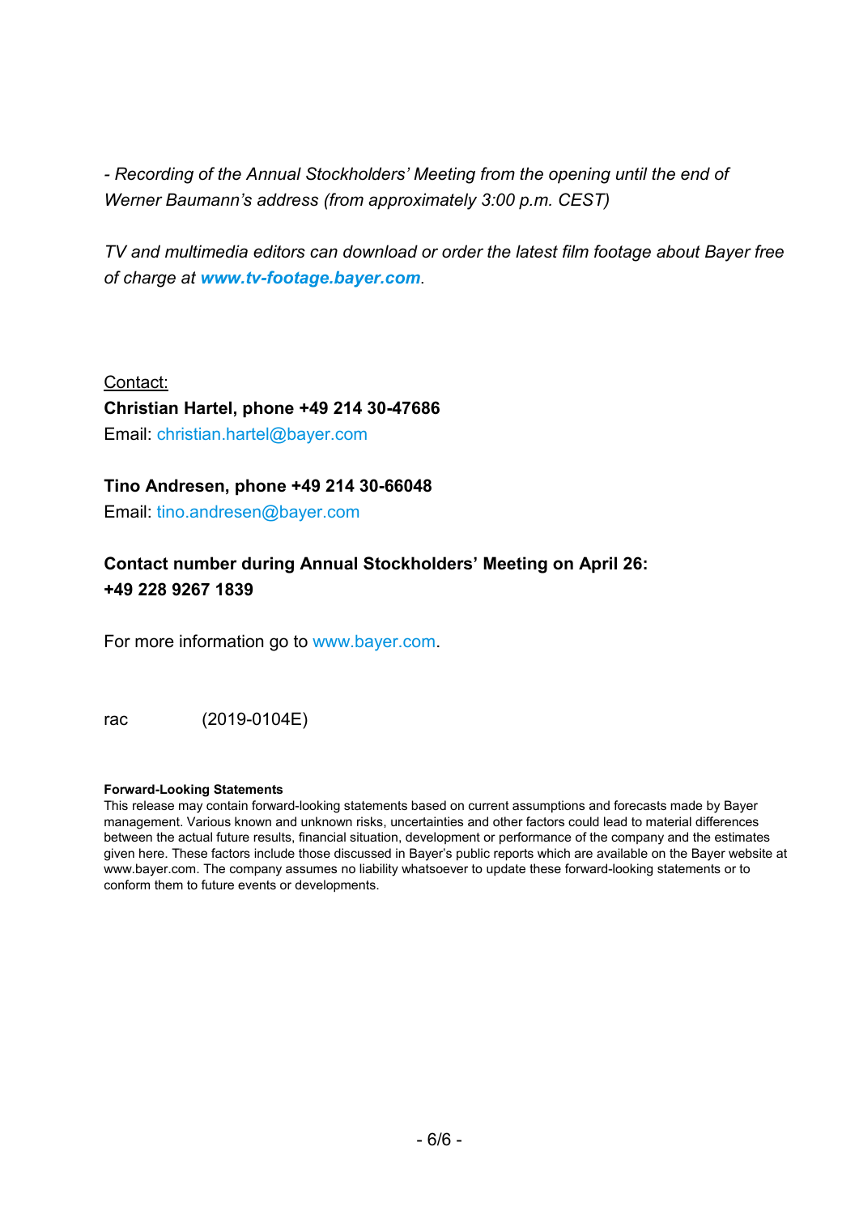*- Recording of the Annual Stockholders' Meeting from the opening until the end of Werner Baumann's address (from approximately 3:00 p.m. CEST)*

*TV and multimedia editors can download or order the latest film footage about Bayer free of charge at **www.tv-footage.bayer.com**.*

Contact:

**Christian Hartel, phone +49 214 30-47686**
Email: christian.hartel@bayer.com

**Tino Andresen, phone +49 214 30-66048**
Email: tino.andresen@bayer.com

**Contact number during Annual Stockholders' Meeting on April 26: +49 228 9267 1839**

For more information go to www.bayer.com.

rac (2019-0104E)

**Forward-Looking Statements**
This release may contain forward-looking statements based on current assumptions and forecasts made by Bayer management. Various known and unknown risks, uncertainties and other factors could lead to material differences between the actual future results, financial situation, development or performance of the company and the estimates given here. These factors include those discussed in Bayer's public reports which are available on the Bayer website at www.bayer.com. The company assumes no liability whatsoever to update these forward-looking statements or to conform them to future events or developments.